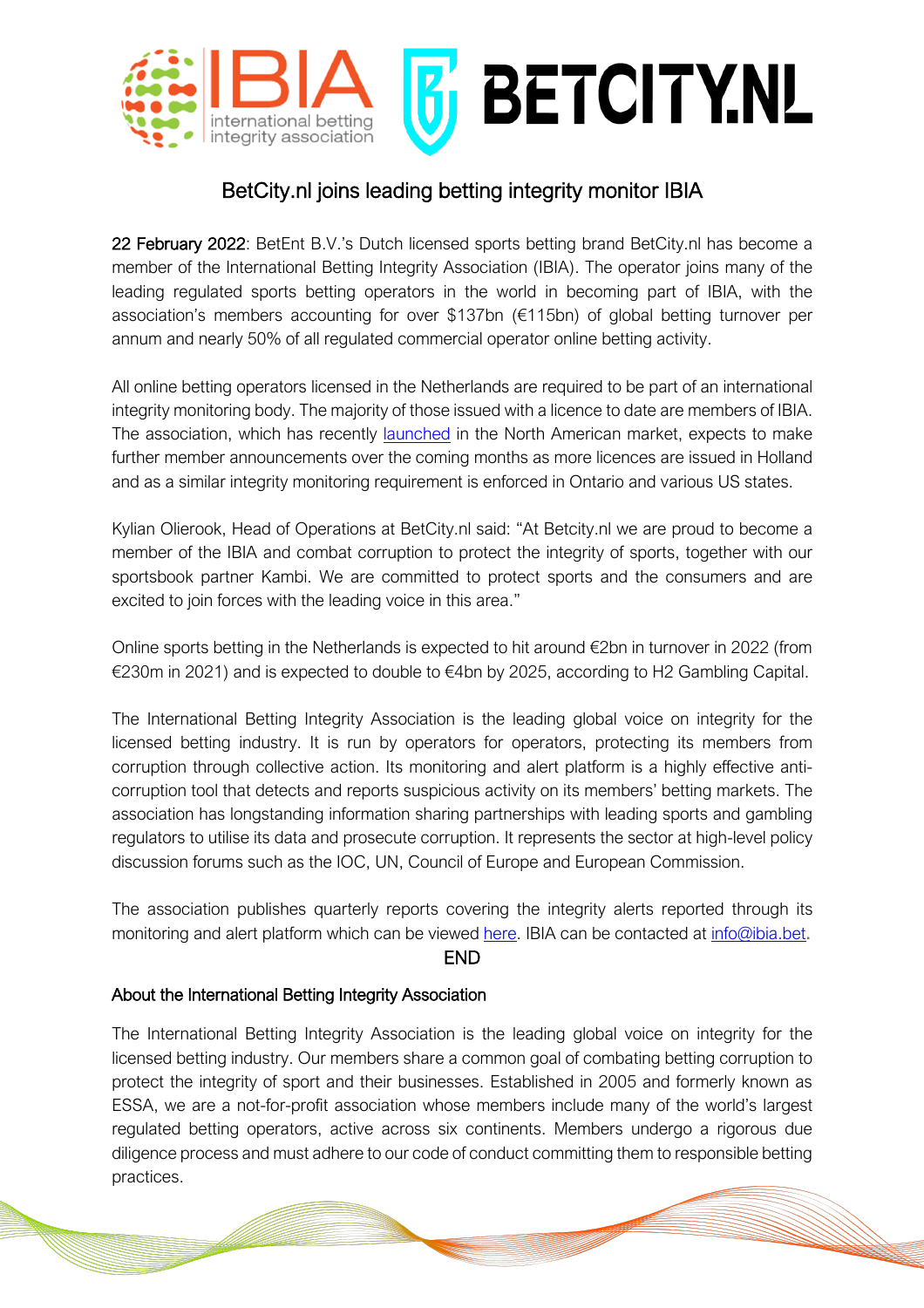# BetCity.nl joins leading betting integrity monitor IBIA

22 February 2022: BetEnt B.V.'s Dutch licensed sports betting brand BetCity.nl has become a member of the International Betting Integrity Association (IBIA). The operator joins many of the leading regulated sports betting operators in the world in becoming part of IBIA, with the association's members accounting for over $137bn (€115bn) of global betting turnover per annum and nearly 50% of all regulated commercial operator online betting activity.

All online betting operators licensed in the Netherlands are required to be part of an international integrity monitoring body. The majority of those issued with a licence to date are members of IBIA. The association, which has recently launched in the North American market, expects to make further member announcements over the coming months as more licences are issued in Holland and as a similar integrity monitoring requirement is enforced in Ontario and various US states.

Kylian Olierook, Head of Operations at BetCity.nl said: "At Betcity.nl we are proud to become a member of the IBIA and combat corruption to protect the integrity of sports, together with our sportsbook partner Kambi. We are committed to protect sports and the consumers and are excited to join forces with the leading voice in this area."

Online sports betting in the Netherlands is expected to hit around €2bn in turnover in 2022 (from €230m in 2021) and is expected to double to €4bn by 2025, according to H2 Gambling Capital.

The International Betting Integrity Association is the leading global voice on integrity for the licensed betting industry. It is run by operators for operators, protecting its members from corruption through collective action. Its monitoring and alert platform is a highly effective anti-corruption tool that detects and reports suspicious activity on its members' betting markets. The association has longstanding information sharing partnerships with leading sports and gambling regulators to utilise its data and prosecute corruption. It represents the sector at high-level policy discussion forums such as the IOC, UN, Council of Europe and European Commission.

The association publishes quarterly reports covering the integrity alerts reported through its monitoring and alert platform which can be viewed here. IBIA can be contacted at info@ibia.bet.

END

## About the International Betting Integrity Association

The International Betting Integrity Association is the leading global voice on integrity for the licensed betting industry. Our members share a common goal of combating betting corruption to protect the integrity of sport and their businesses. Established in 2005 and formerly known as ESSA, we are a not-for-profit association whose members include many of the world's largest regulated betting operators, active across six continents. Members undergo a rigorous due diligence process and must adhere to our code of conduct committing them to responsible betting practices.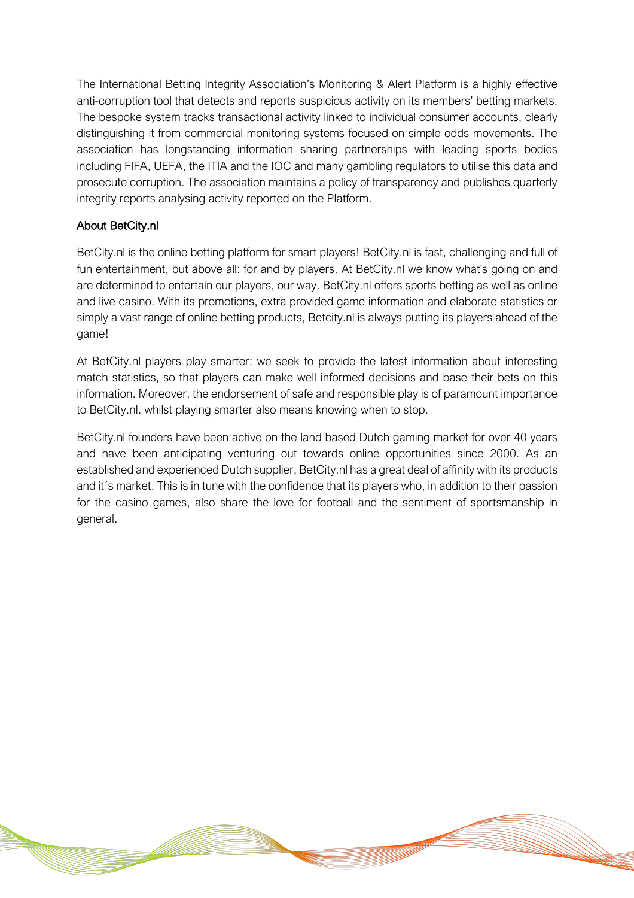The International Betting Integrity Association's Monitoring & Alert Platform is a highly effective anti-corruption tool that detects and reports suspicious activity on its members' betting markets. The bespoke system tracks transactional activity linked to individual consumer accounts, clearly distinguishing it from commercial monitoring systems focused on simple odds movements. The association has longstanding information sharing partnerships with leading sports bodies including FIFA, UEFA, the ITIA and the IOC and many gambling regulators to utilise this data and prosecute corruption. The association maintains a policy of transparency and publishes quarterly integrity reports analysing activity reported on the Platform.

## About BetCity.nl

BetCity.nl is the online betting platform for smart players! BetCity.nl is fast, challenging and full of fun entertainment, but above all: for and by players. At BetCity.nl we know what's going on and are determined to entertain our players, our way. BetCity.nl offers sports betting as well as online and live casino. With its promotions, extra provided game information and elaborate statistics or simply a vast range of online betting products, Betcity.nl is always putting its players ahead of the game!

At BetCity.nl players play smarter: we seek to provide the latest information about interesting match statistics, so that players can make well informed decisions and base their bets on this information. Moreover, the endorsement of safe and responsible play is of paramount importance to BetCity.nl. whilst playing smarter also means knowing when to stop.

BetCity.nl founders have been active on the land based Dutch gaming market for over 40 years and have been anticipating venturing out towards online opportunities since 2000. As an established and experienced Dutch supplier, BetCity.nl has a great deal of affinity with its products and it´s market. This is in tune with the confidence that its players who, in addition to their passion for the casino games, also share the love for football and the sentiment of sportsmanship in general.